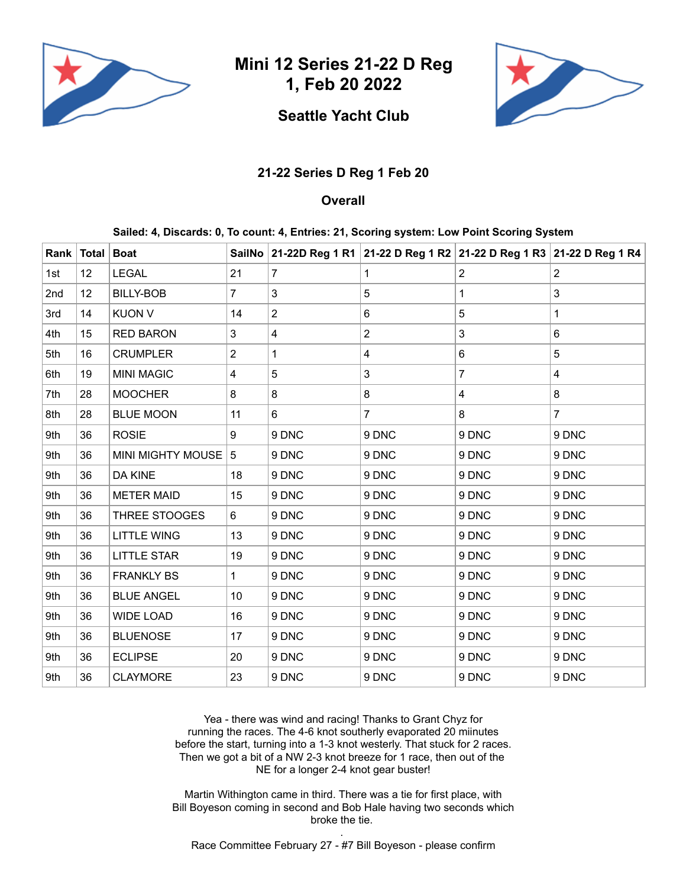# Mini 12 Series 21-22 D Reg 1, Feb 20 2022

## Seattle Yacht Club

### 21-22 Series D Reg 1 Feb 20

### Overall

**Sailed: 4, Discards: 0, To count: 4, Entries: 21, Scoring system: Low Point Scoring System**

| Rank | Total | Boat | SailNo | 21-22D Reg 1 R1 | 21-22 D Reg 1 R2 | 21-22 D Reg 1 R3 | 21-22 D Reg 1 R4 |
|---|---|---|---|---|---|---|---|
| 1st | 12 | LEGAL | 21 | 7 | 1 | 2 | 2 |
| 2nd | 12 | BILLY-BOB | 7 | 3 | 5 | 1 | 3 |
| 3rd | 14 | KUON V | 14 | 2 | 6 | 5 | 1 |
| 4th | 15 | RED BARON | 3 | 4 | 2 | 3 | 6 |
| 5th | 16 | CRUMPLER | 2 | 1 | 4 | 6 | 5 |
| 6th | 19 | MINI MAGIC | 4 | 5 | 3 | 7 | 4 |
| 7th | 28 | MOOCHER | 8 | 8 | 8 | 4 | 8 |
| 8th | 28 | BLUE MOON | 11 | 6 | 7 | 8 | 7 |
| 9th | 36 | ROSIE | 9 | 9 DNC | 9 DNC | 9 DNC | 9 DNC |
| 9th | 36 | MINI MIGHTY MOUSE | 5 | 9 DNC | 9 DNC | 9 DNC | 9 DNC |
| 9th | 36 | DA KINE | 18 | 9 DNC | 9 DNC | 9 DNC | 9 DNC |
| 9th | 36 | METER MAID | 15 | 9 DNC | 9 DNC | 9 DNC | 9 DNC |
| 9th | 36 | THREE STOOGES | 6 | 9 DNC | 9 DNC | 9 DNC | 9 DNC |
| 9th | 36 | LITTLE WING | 13 | 9 DNC | 9 DNC | 9 DNC | 9 DNC |
| 9th | 36 | LITTLE STAR | 19 | 9 DNC | 9 DNC | 9 DNC | 9 DNC |
| 9th | 36 | FRANKLY BS | 1 | 9 DNC | 9 DNC | 9 DNC | 9 DNC |
| 9th | 36 | BLUE ANGEL | 10 | 9 DNC | 9 DNC | 9 DNC | 9 DNC |
| 9th | 36 | WIDE LOAD | 16 | 9 DNC | 9 DNC | 9 DNC | 9 DNC |
| 9th | 36 | BLUENOSE | 17 | 9 DNC | 9 DNC | 9 DNC | 9 DNC |
| 9th | 36 | ECLIPSE | 20 | 9 DNC | 9 DNC | 9 DNC | 9 DNC |
| 9th | 36 | CLAYMORE | 23 | 9 DNC | 9 DNC | 9 DNC | 9 DNC |

Yea - there was wind and racing! Thanks to Grant Chyz for running the races. The 4-6 knot southerly evaporated 20 miinutes before the start, turning into a 1-3 knot westerly. That stuck for 2 races. Then we got a bit of a NW 2-3 knot breeze for 1 race, then out of the NE for a longer 2-4 knot gear buster!

Martin Withington came in third. There was a tie for first place, with Bill Boyeson coming in second and Bob Hale having two seconds which broke the tie.

.

Race Committee February 27 - #7 Bill Boyeson - please confirm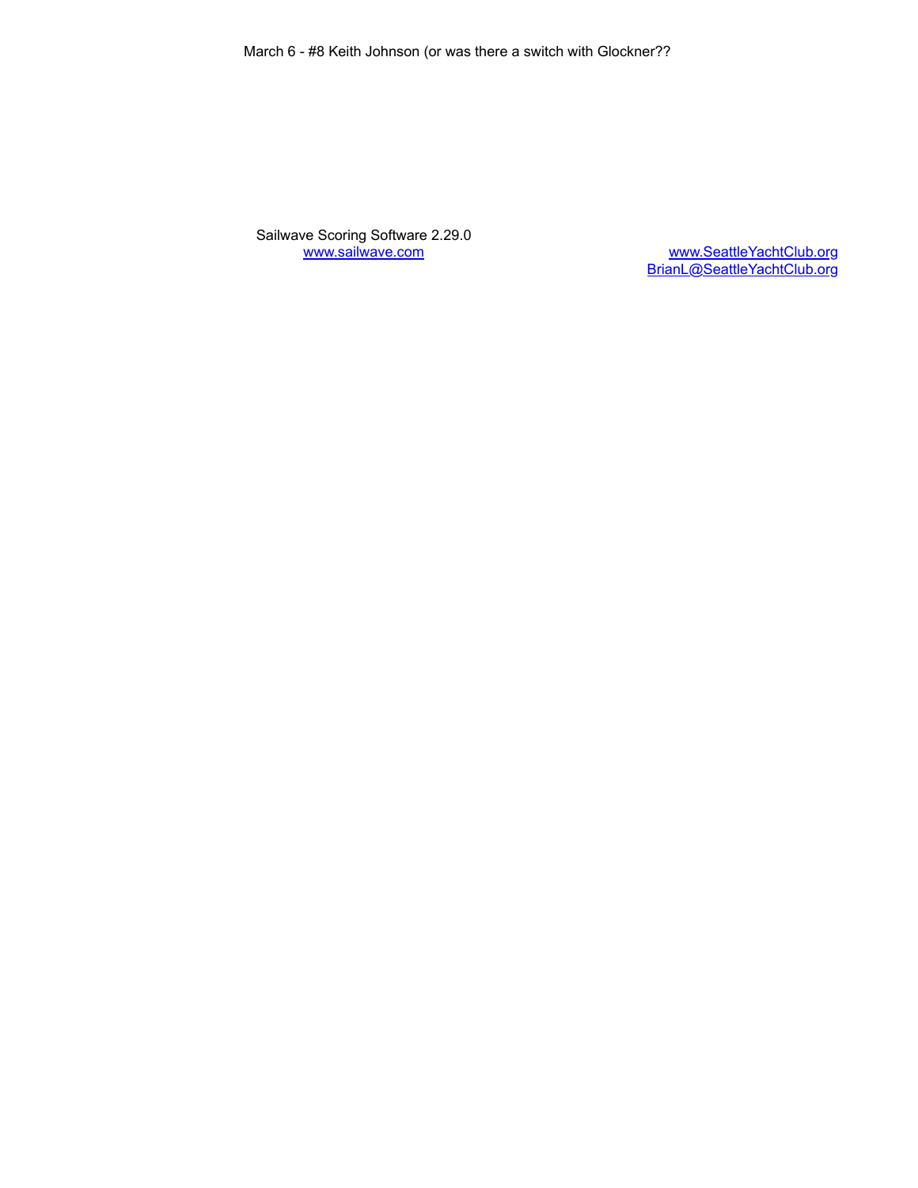March 6 - #8 Keith Johnson (or was there a switch with Glockner??

Sailwave Scoring Software 2.29.0
www.sailwave.com

www.SeattleYachtClub.org
BrianL@SeattleYachtClub.org